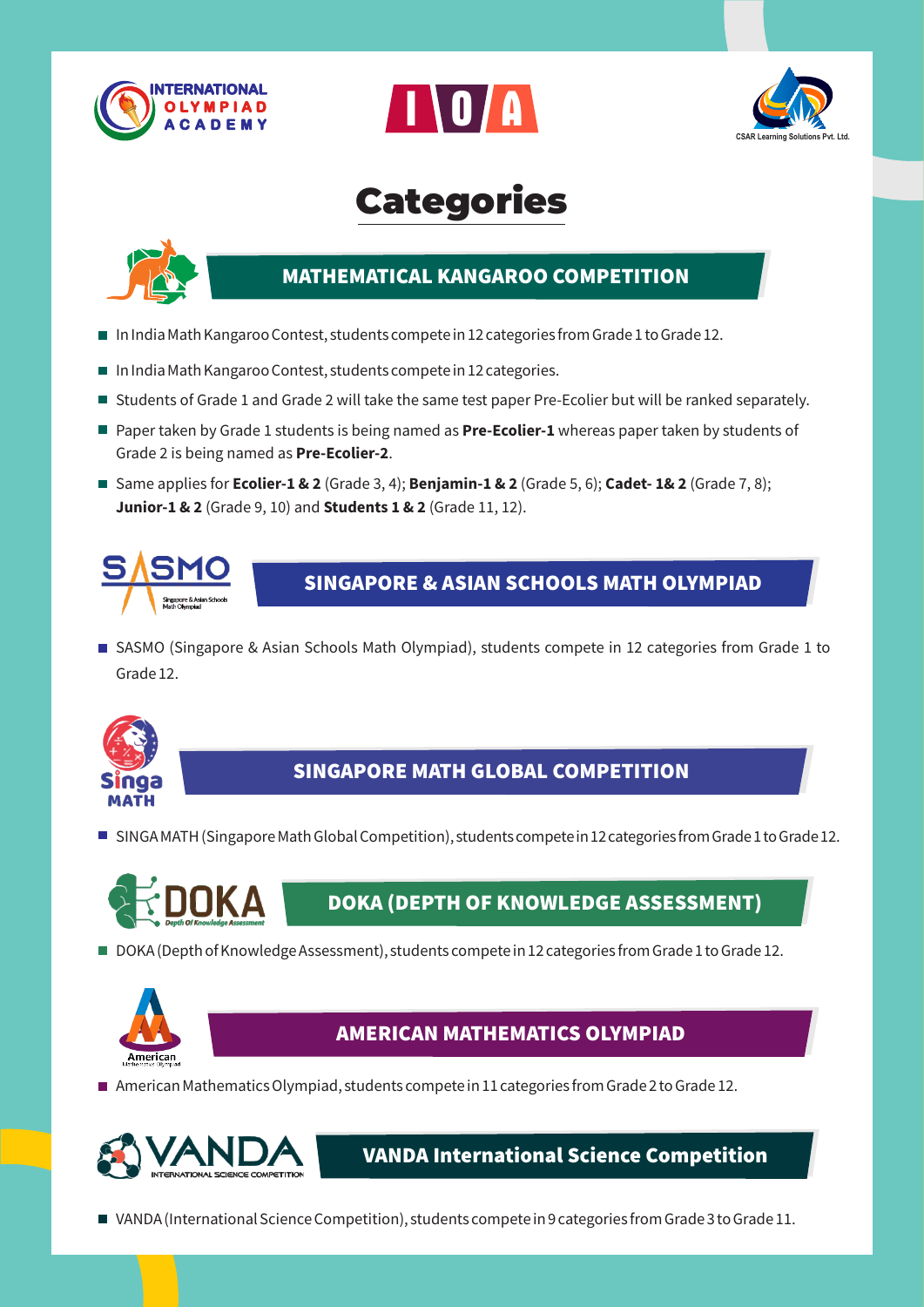# Categories

## MATHEMATICAL KANGAROO COMPETITION

- In India Math Kangaroo Contest, students compete in 12 categories from Grade 1 to Grade 12.
- In India Math Kangaroo Contest, students compete in 12 categories.
- Students of Grade 1 and Grade 2 will take the same test paper Pre-Ecolier but will be ranked separately.
- Paper taken by Grade 1 students is being named as **Pre-Ecolier-1** whereas paper taken by students of Grade 2 is being named as **Pre-Ecolier-2**.
- Same applies for **Ecolier-1 & 2** (Grade 3, 4); **Benjamin-1 & 2** (Grade 5, 6); **Cadet- 1& 2** (Grade 7, 8); **Junior-1 & 2** (Grade 9, 10) and **Students 1 & 2** (Grade 11, 12).

## SINGAPORE & ASIAN SCHOOLS MATH OLYMPIAD

- SASMO (Singapore & Asian Schools Math Olympiad), students compete in 12 categories from Grade 1 to Grade 12.

## SINGAPORE MATH GLOBAL COMPETITION

- SINGA MATH (Singapore Math Global Competition), students compete in 12 categories from Grade 1 to Grade 12.

## DOKA (DEPTH OF KNOWLEDGE ASSESSMENT)

- DOKA (Depth of Knowledge Assessment), students compete in 12 categories from Grade 1 to Grade 12.

## AMERICAN MATHEMATICS OLYMPIAD

- American Mathematics Olympiad, students compete in 11 categories from Grade 2 to Grade 12.

## VANDA International Science Competition

- VANDA (International Science Competition), students compete in 9 categories from Grade 3 to Grade 11.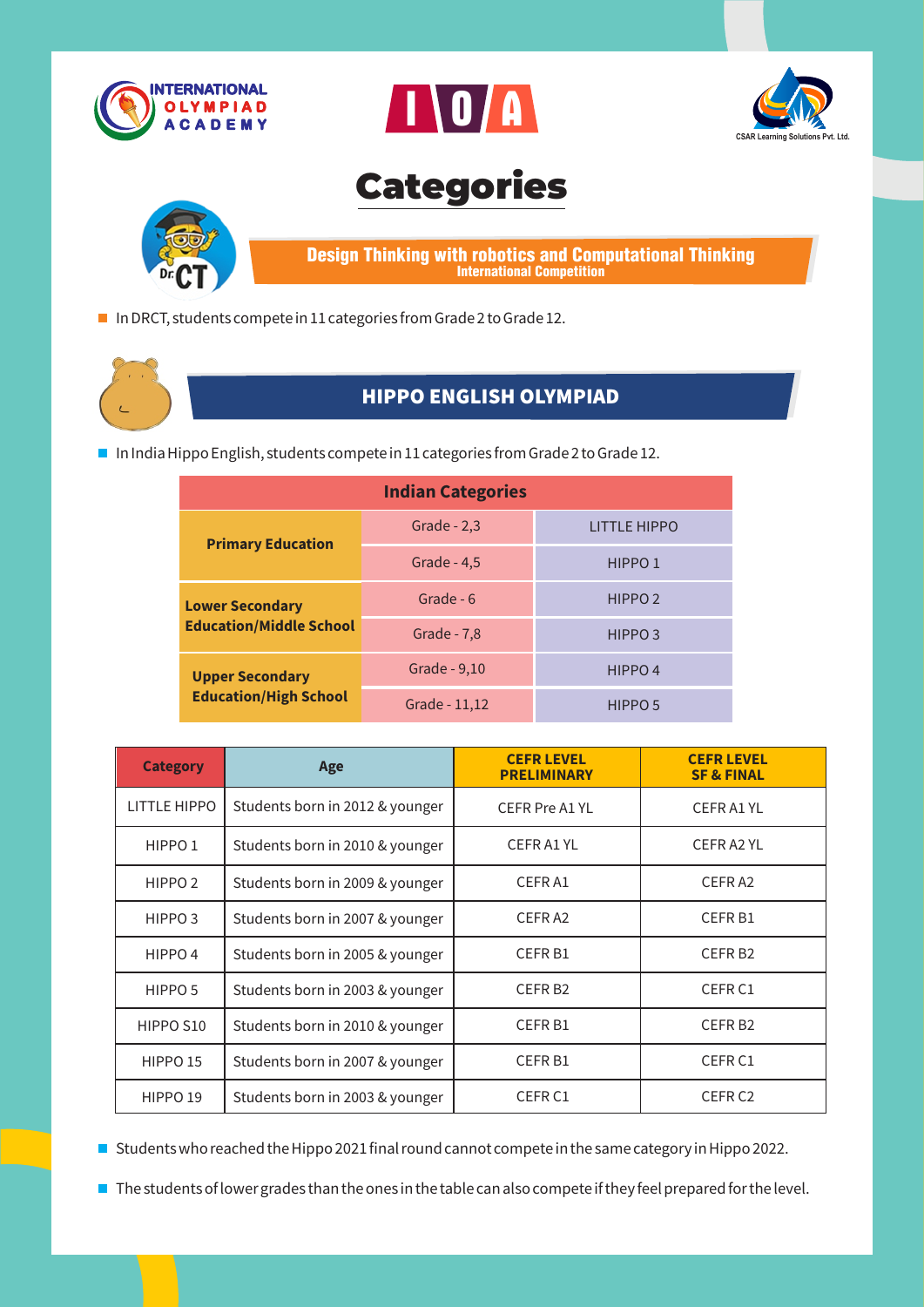# Categories

## Design Thinking with robotics and Computational Thinking
International Competition

- In DRCT, students compete in 11 categories from Grade 2 to Grade 12.

## HIPPO ENGLISH OLYMPIAD

- In India Hippo English, students compete in 11 categories from Grade 2 to Grade 12.

| Indian Categories | | |
|---|---|---|
| Primary Education | Grade - 2,3 | LITTLE HIPPO |
| | Grade - 4,5 | HIPPO 1 |
| Lower Secondary Education/Middle School | Grade - 6 | HIPPO 2 |
| | Grade - 7,8 | HIPPO 3 |
| Upper Secondary Education/High School | Grade - 9,10 | HIPPO 4 |
| | Grade - 11,12 | HIPPO 5 |

| Category | Age | CEFR LEVEL PRELIMINARY | CEFR LEVEL SF & FINAL |
|---|---|---|---|
| LITTLE HIPPO | Students born in 2012 & younger | CEFR Pre A1 YL | CEFR A1 YL |
| HIPPO 1 | Students born in 2010 & younger | CEFR A1 YL | CEFR A2 YL |
| HIPPO 2 | Students born in 2009 & younger | CEFR A1 | CEFR A2 |
| HIPPO 3 | Students born in 2007 & younger | CEFR A2 | CEFR B1 |
| HIPPO 4 | Students born in 2005 & younger | CEFR B1 | CEFR B2 |
| HIPPO 5 | Students born in 2003 & younger | CEFR B2 | CEFR C1 |
| HIPPO S10 | Students born in 2010 & younger | CEFR B1 | CEFR B2 |
| HIPPO 15 | Students born in 2007 & younger | CEFR B1 | CEFR C1 |
| HIPPO 19 | Students born in 2003 & younger | CEFR C1 | CEFR C2 |

- Students who reached the Hippo 2021 final round cannot compete in the same category in Hippo 2022.
- The students of lower grades than the ones in the table can also compete if they feel prepared for the level.